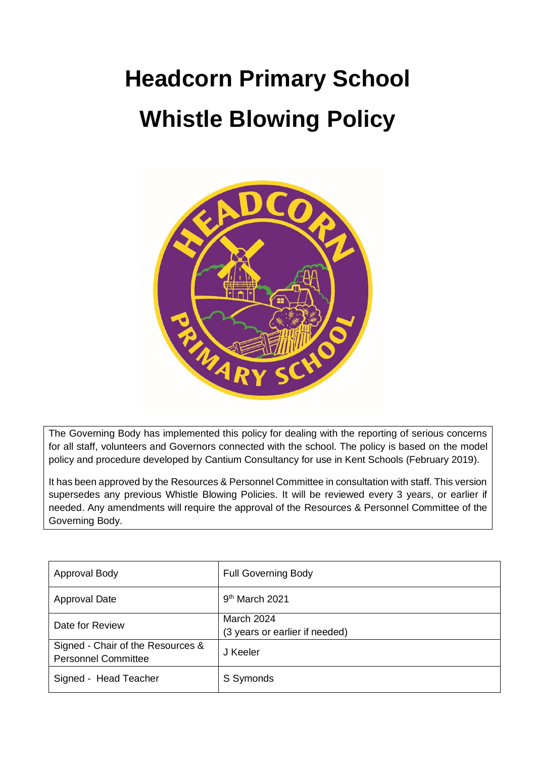# Headcorn Primary School

# Whistle Blowing Policy

The Governing Body has implemented this policy for dealing with the reporting of serious concerns for all staff, volunteers and Governors connected with the school. The policy is based on the model policy and procedure developed by Cantium Consultancy for use in Kent Schools (February 2019).

It has been approved by the Resources & Personnel Committee in consultation with staff. This version supersedes any previous Whistle Blowing Policies. It will be reviewed every 3 years, or earlier if needed. Any amendments will require the approval of the Resources & Personnel Committee of the Governing Body.

| | |
|---|---|
| Approval Body | Full Governing Body |
| Approval Date | 9th March 2021 |
| Date for Review | March 2024<br>(3 years or earlier if needed) |
| Signed - Chair of the Resources & Personnel Committee | J Keeler |
| Signed - Head Teacher | S Symonds |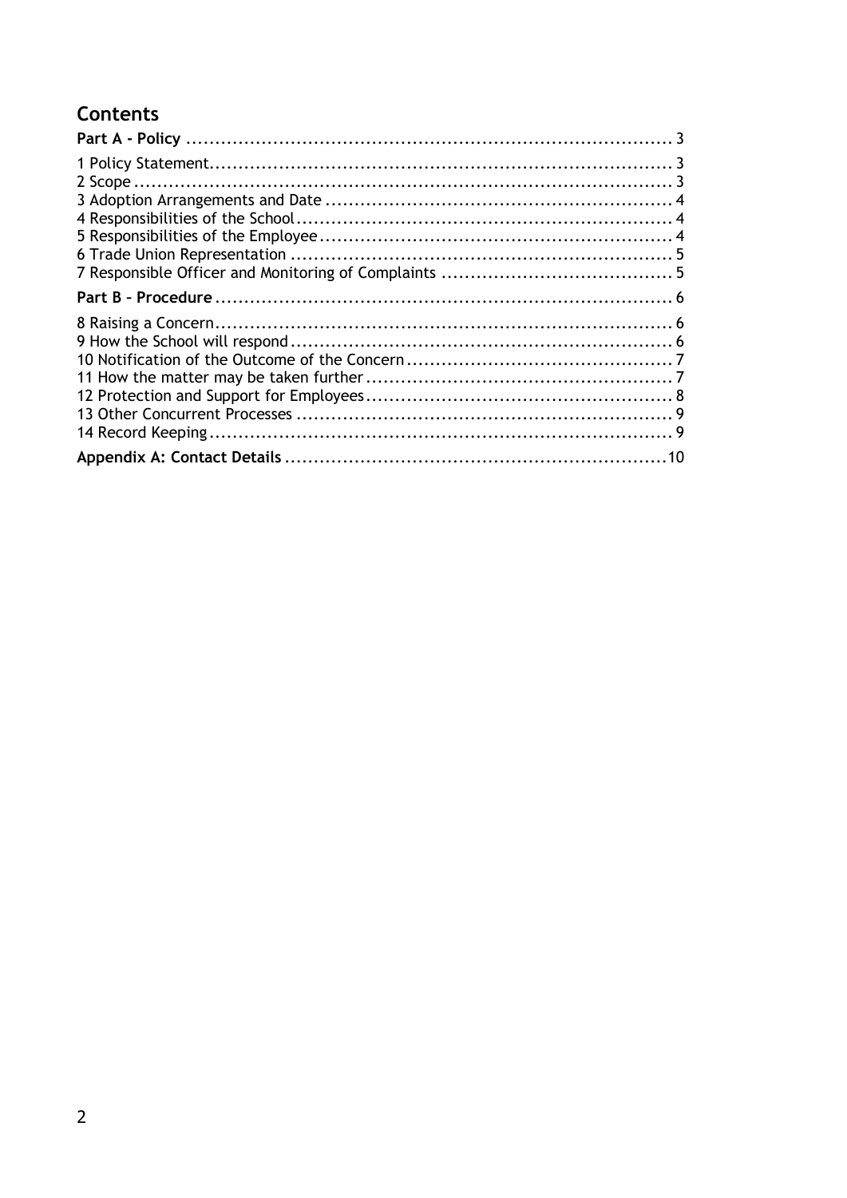## Contents

**Part A - Policy** ........................................................................................ 3

1 Policy Statement........................................................................................ 3
2 Scope ............................................................................................................ 3
3 Adoption Arrangements and Date ........................................................... 4
4 Responsibilities of the School.................................................................. 4
5 Responsibilities of the Employee.............................................................. 4
6 Trade Union Representation ..................................................................... 5
7 Responsible Officer and Monitoring of Complaints ............................... 5

**Part B – Procedure** ..................................................................................... 6

8 Raising a Concern........................................................................................ 6
9 How the School will respond ..................................................................... 6
10 Notification of the Outcome of the Concern .......................................... 7
11 How the matter may be taken further ..................................................... 7
12 Protection and Support for Employees..................................................... 8
13 Other Concurrent Processes ..................................................................... 9
14 Record Keeping ........................................................................................... 9

**Appendix A: Contact Details** ..................................................................... 10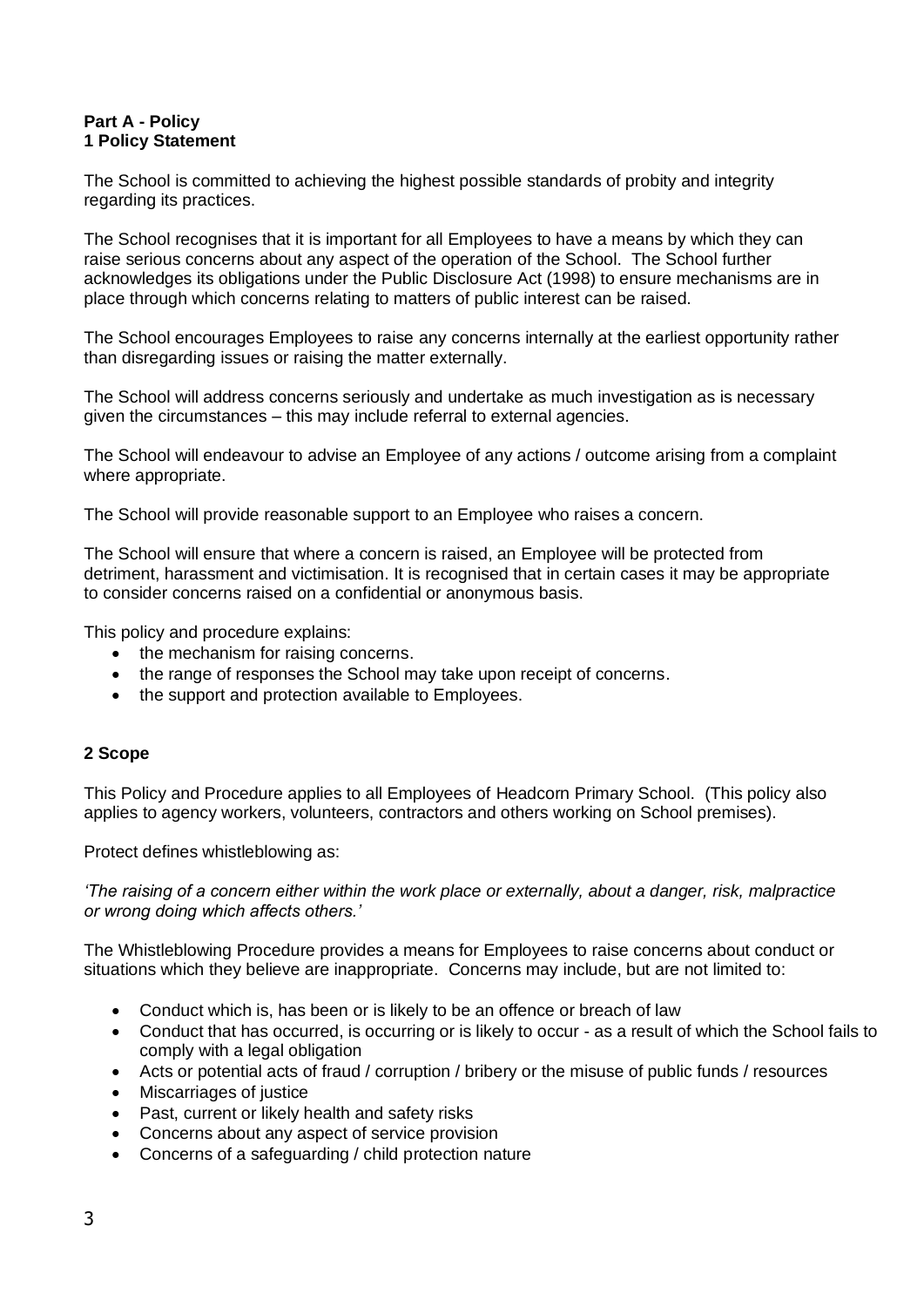**Part A - Policy**
**1 Policy Statement**

The School is committed to achieving the highest possible standards of probity and integrity regarding its practices.

The School recognises that it is important for all Employees to have a means by which they can raise serious concerns about any aspect of the operation of the School. The School further acknowledges its obligations under the Public Disclosure Act (1998) to ensure mechanisms are in place through which concerns relating to matters of public interest can be raised.

The School encourages Employees to raise any concerns internally at the earliest opportunity rather than disregarding issues or raising the matter externally.

The School will address concerns seriously and undertake as much investigation as is necessary given the circumstances – this may include referral to external agencies.

The School will endeavour to advise an Employee of any actions / outcome arising from a complaint where appropriate.

The School will provide reasonable support to an Employee who raises a concern.

The School will ensure that where a concern is raised, an Employee will be protected from detriment, harassment and victimisation. It is recognised that in certain cases it may be appropriate to consider concerns raised on a confidential or anonymous basis.

This policy and procedure explains:

- the mechanism for raising concerns.
- the range of responses the School may take upon receipt of concerns.
- the support and protection available to Employees.

**2 Scope**

This Policy and Procedure applies to all Employees of Headcorn Primary School. (This policy also applies to agency workers, volunteers, contractors and others working on School premises).

Protect defines whistleblowing as:

*'The raising of a concern either within the work place or externally, about a danger, risk, malpractice or wrong doing which affects others.'*

The Whistleblowing Procedure provides a means for Employees to raise concerns about conduct or situations which they believe are inappropriate. Concerns may include, but are not limited to:

- Conduct which is, has been or is likely to be an offence or breach of law
- Conduct that has occurred, is occurring or is likely to occur - as a result of which the School fails to comply with a legal obligation
- Acts or potential acts of fraud / corruption / bribery or the misuse of public funds / resources
- Miscarriages of justice
- Past, current or likely health and safety risks
- Concerns about any aspect of service provision
- Concerns of a safeguarding / child protection nature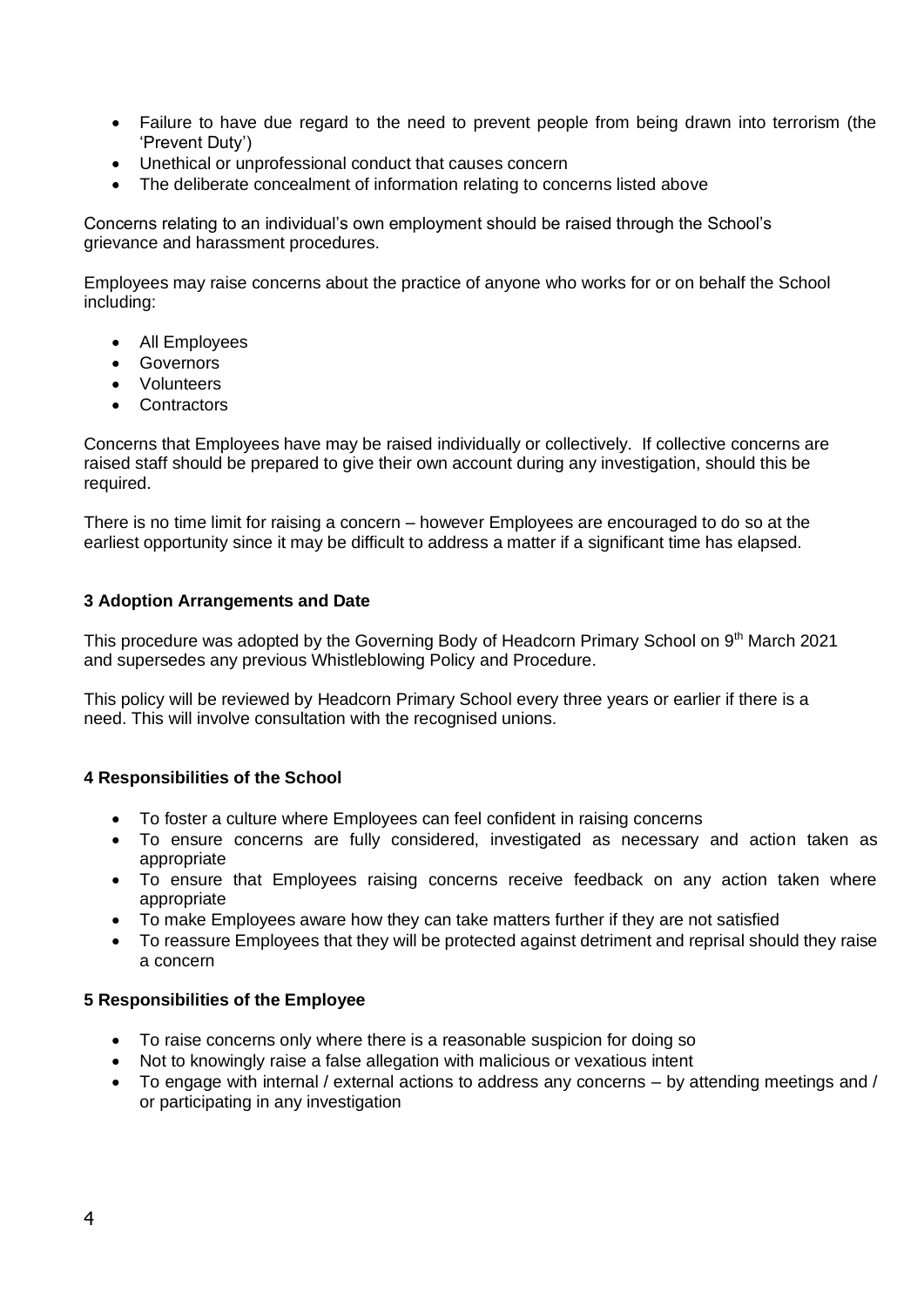- Failure to have due regard to the need to prevent people from being drawn into terrorism (the 'Prevent Duty')
- Unethical or unprofessional conduct that causes concern
- The deliberate concealment of information relating to concerns listed above

Concerns relating to an individual's own employment should be raised through the School's grievance and harassment procedures.

Employees may raise concerns about the practice of anyone who works for or on behalf the School including:

- All Employees
- Governors
- Volunteers
- Contractors

Concerns that Employees have may be raised individually or collectively. If collective concerns are raised staff should be prepared to give their own account during any investigation, should this be required.

There is no time limit for raising a concern – however Employees are encouraged to do so at the earliest opportunity since it may be difficult to address a matter if a significant time has elapsed.

### 3 Adoption Arrangements and Date

This procedure was adopted by the Governing Body of Headcorn Primary School on 9th March 2021 and supersedes any previous Whistleblowing Policy and Procedure.

This policy will be reviewed by Headcorn Primary School every three years or earlier if there is a need. This will involve consultation with the recognised unions.

### 4 Responsibilities of the School

- To foster a culture where Employees can feel confident in raising concerns
- To ensure concerns are fully considered, investigated as necessary and action taken as appropriate
- To ensure that Employees raising concerns receive feedback on any action taken where appropriate
- To make Employees aware how they can take matters further if they are not satisfied
- To reassure Employees that they will be protected against detriment and reprisal should they raise a concern

### 5 Responsibilities of the Employee

- To raise concerns only where there is a reasonable suspicion for doing so
- Not to knowingly raise a false allegation with malicious or vexatious intent
- To engage with internal / external actions to address any concerns – by attending meetings and / or participating in any investigation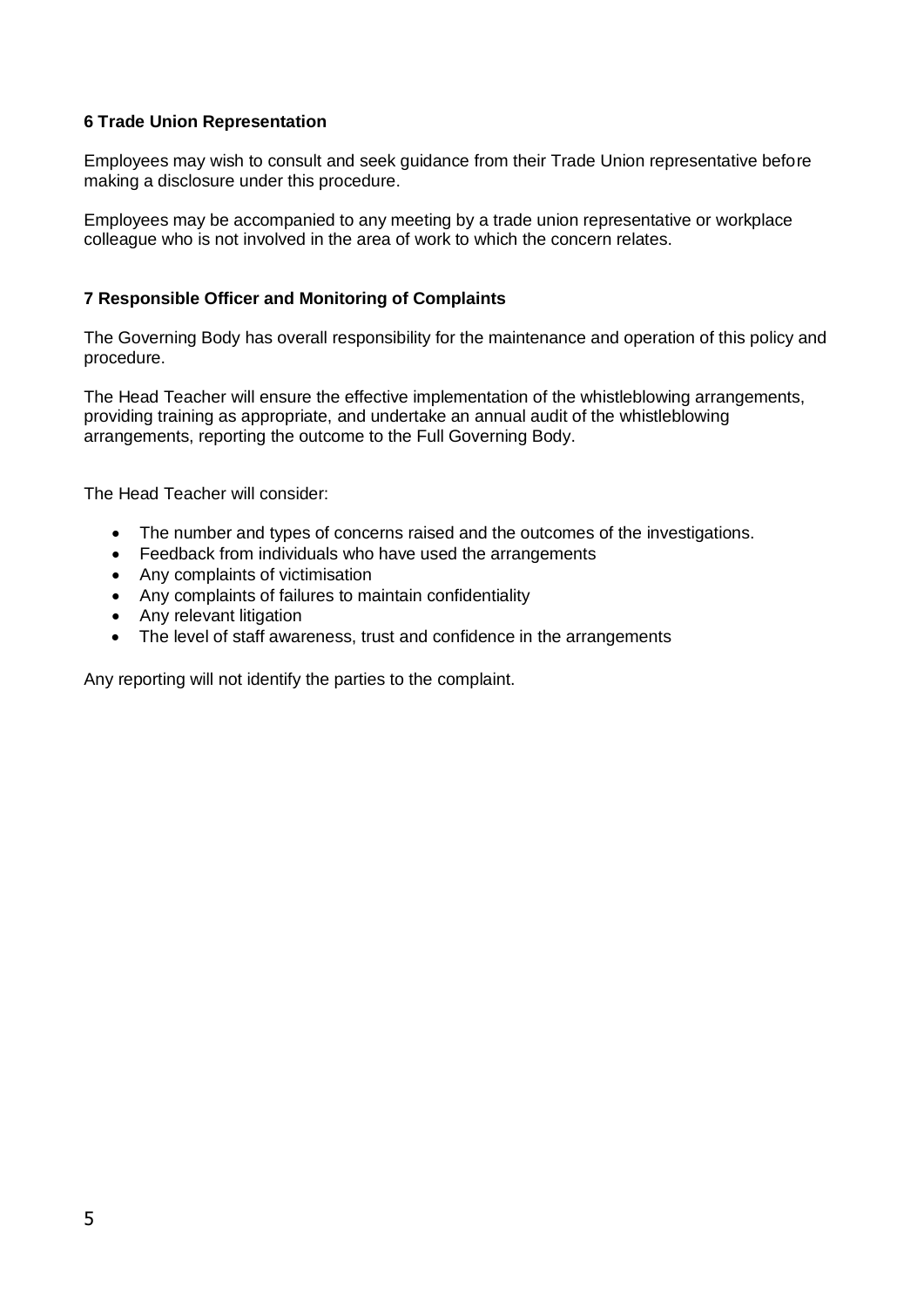### 6 Trade Union Representation

Employees may wish to consult and seek guidance from their Trade Union representative before making a disclosure under this procedure.

Employees may be accompanied to any meeting by a trade union representative or workplace colleague who is not involved in the area of work to which the concern relates.

### 7 Responsible Officer and Monitoring of Complaints

The Governing Body has overall responsibility for the maintenance and operation of this policy and procedure.

The Head Teacher will ensure the effective implementation of the whistleblowing arrangements, providing training as appropriate, and undertake an annual audit of the whistleblowing arrangements, reporting the outcome to the Full Governing Body.

The Head Teacher will consider:

- The number and types of concerns raised and the outcomes of the investigations.
- Feedback from individuals who have used the arrangements
- Any complaints of victimisation
- Any complaints of failures to maintain confidentiality
- Any relevant litigation
- The level of staff awareness, trust and confidence in the arrangements

Any reporting will not identify the parties to the complaint.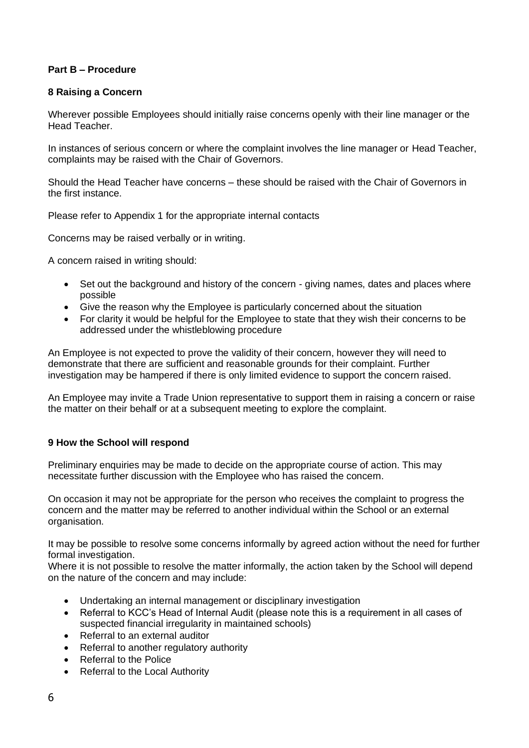## Part B – Procedure

### 8 Raising a Concern

Wherever possible Employees should initially raise concerns openly with their line manager or the Head Teacher.

In instances of serious concern or where the complaint involves the line manager or Head Teacher, complaints may be raised with the Chair of Governors.

Should the Head Teacher have concerns – these should be raised with the Chair of Governors in the first instance.

Please refer to Appendix 1 for the appropriate internal contacts

Concerns may be raised verbally or in writing.

A concern raised in writing should:

- Set out the background and history of the concern - giving names, dates and places where possible
- Give the reason why the Employee is particularly concerned about the situation
- For clarity it would be helpful for the Employee to state that they wish their concerns to be addressed under the whistleblowing procedure

An Employee is not expected to prove the validity of their concern, however they will need to demonstrate that there are sufficient and reasonable grounds for their complaint. Further investigation may be hampered if there is only limited evidence to support the concern raised.

An Employee may invite a Trade Union representative to support them in raising a concern or raise the matter on their behalf or at a subsequent meeting to explore the complaint.

### 9 How the School will respond

Preliminary enquiries may be made to decide on the appropriate course of action. This may necessitate further discussion with the Employee who has raised the concern.

On occasion it may not be appropriate for the person who receives the complaint to progress the concern and the matter may be referred to another individual within the School or an external organisation.

It may be possible to resolve some concerns informally by agreed action without the need for further formal investigation.
Where it is not possible to resolve the matter informally, the action taken by the School will depend on the nature of the concern and may include:

- Undertaking an internal management or disciplinary investigation
- Referral to KCC's Head of Internal Audit (please note this is a requirement in all cases of suspected financial irregularity in maintained schools)
- Referral to an external auditor
- Referral to another regulatory authority
- Referral to the Police
- Referral to the Local Authority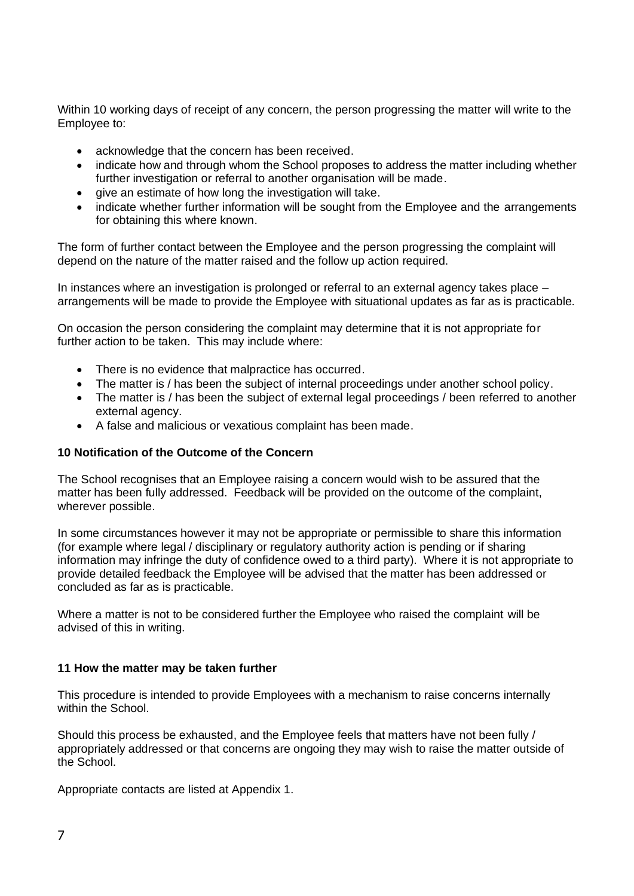Within 10 working days of receipt of any concern, the person progressing the matter will write to the Employee to:

- acknowledge that the concern has been received.
- indicate how and through whom the School proposes to address the matter including whether further investigation or referral to another organisation will be made.
- give an estimate of how long the investigation will take.
- indicate whether further information will be sought from the Employee and the arrangements for obtaining this where known.

The form of further contact between the Employee and the person progressing the complaint will depend on the nature of the matter raised and the follow up action required.

In instances where an investigation is prolonged or referral to an external agency takes place – arrangements will be made to provide the Employee with situational updates as far as is practicable.

On occasion the person considering the complaint may determine that it is not appropriate for further action to be taken. This may include where:

- There is no evidence that malpractice has occurred.
- The matter is / has been the subject of internal proceedings under another school policy.
- The matter is / has been the subject of external legal proceedings / been referred to another external agency.
- A false and malicious or vexatious complaint has been made.

**10 Notification of the Outcome of the Concern**

The School recognises that an Employee raising a concern would wish to be assured that the matter has been fully addressed. Feedback will be provided on the outcome of the complaint, wherever possible.

In some circumstances however it may not be appropriate or permissible to share this information (for example where legal / disciplinary or regulatory authority action is pending or if sharing information may infringe the duty of confidence owed to a third party). Where it is not appropriate to provide detailed feedback the Employee will be advised that the matter has been addressed or concluded as far as is practicable.

Where a matter is not to be considered further the Employee who raised the complaint will be advised of this in writing.

**11 How the matter may be taken further**

This procedure is intended to provide Employees with a mechanism to raise concerns internally within the School.

Should this process be exhausted, and the Employee feels that matters have not been fully / appropriately addressed or that concerns are ongoing they may wish to raise the matter outside of the School.

Appropriate contacts are listed at Appendix 1.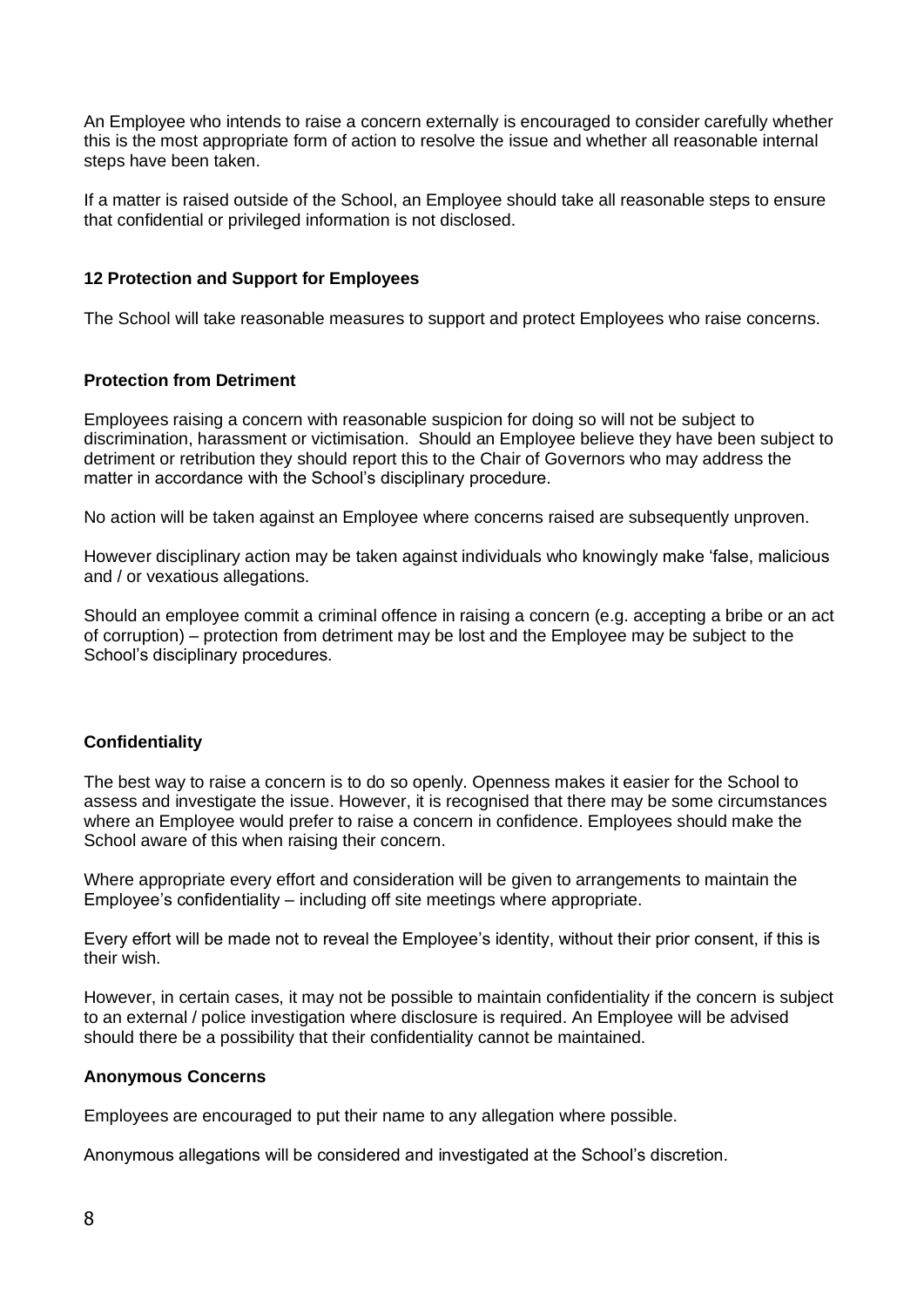An Employee who intends to raise a concern externally is encouraged to consider carefully whether this is the most appropriate form of action to resolve the issue and whether all reasonable internal steps have been taken.

If a matter is raised outside of the School, an Employee should take all reasonable steps to ensure that confidential or privileged information is not disclosed.

## 12 Protection and Support for Employees

The School will take reasonable measures to support and protect Employees who raise concerns.

### Protection from Detriment

Employees raising a concern with reasonable suspicion for doing so will not be subject to discrimination, harassment or victimisation. Should an Employee believe they have been subject to detriment or retribution they should report this to the Chair of Governors who may address the matter in accordance with the School's disciplinary procedure.

No action will be taken against an Employee where concerns raised are subsequently unproven.

However disciplinary action may be taken against individuals who knowingly make 'false, malicious and / or vexatious allegations.

Should an employee commit a criminal offence in raising a concern (e.g. accepting a bribe or an act of corruption) – protection from detriment may be lost and the Employee may be subject to the School's disciplinary procedures.

### Confidentiality

The best way to raise a concern is to do so openly. Openness makes it easier for the School to assess and investigate the issue. However, it is recognised that there may be some circumstances where an Employee would prefer to raise a concern in confidence. Employees should make the School aware of this when raising their concern.

Where appropriate every effort and consideration will be given to arrangements to maintain the Employee's confidentiality – including off site meetings where appropriate.

Every effort will be made not to reveal the Employee's identity, without their prior consent, if this is their wish.

However, in certain cases, it may not be possible to maintain confidentiality if the concern is subject to an external / police investigation where disclosure is required. An Employee will be advised should there be a possibility that their confidentiality cannot be maintained.

### Anonymous Concerns

Employees are encouraged to put their name to any allegation where possible.

Anonymous allegations will be considered and investigated at the School's discretion.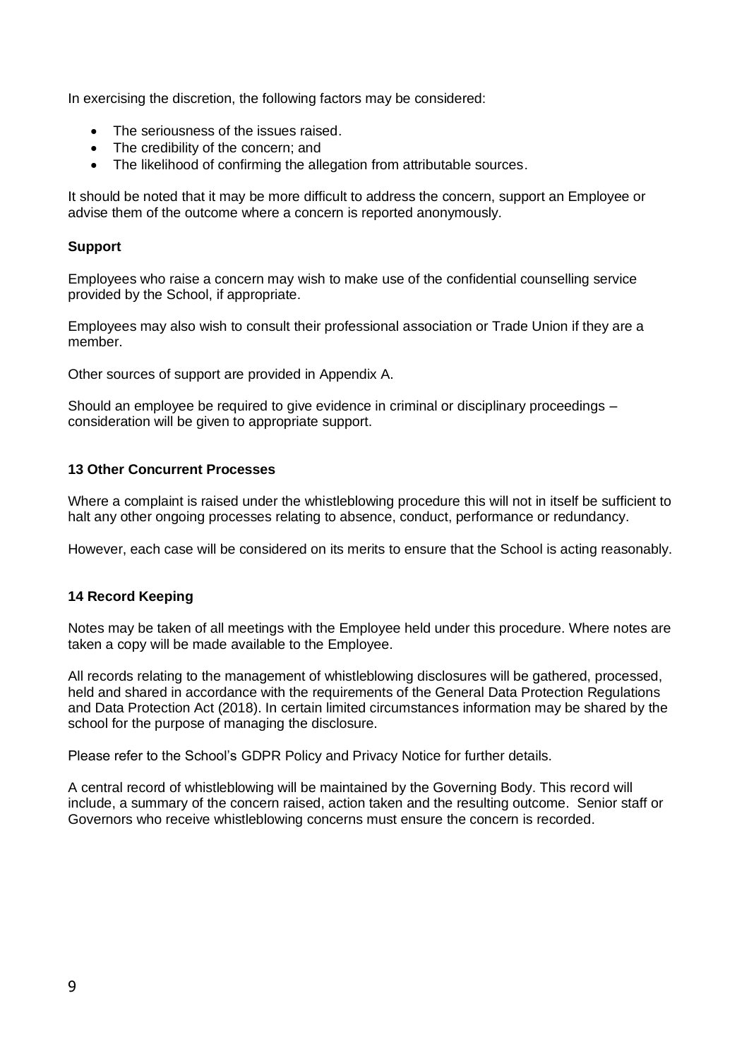In exercising the discretion, the following factors may be considered:

- The seriousness of the issues raised.
- The credibility of the concern; and
- The likelihood of confirming the allegation from attributable sources.

It should be noted that it may be more difficult to address the concern, support an Employee or advise them of the outcome where a concern is reported anonymously.

**Support**

Employees who raise a concern may wish to make use of the confidential counselling service provided by the School, if appropriate.

Employees may also wish to consult their professional association or Trade Union if they are a member.

Other sources of support are provided in Appendix A.

Should an employee be required to give evidence in criminal or disciplinary proceedings – consideration will be given to appropriate support.

### 13 Other Concurrent Processes

Where a complaint is raised under the whistleblowing procedure this will not in itself be sufficient to halt any other ongoing processes relating to absence, conduct, performance or redundancy.

However, each case will be considered on its merits to ensure that the School is acting reasonably.

### 14 Record Keeping

Notes may be taken of all meetings with the Employee held under this procedure. Where notes are taken a copy will be made available to the Employee.

All records relating to the management of whistleblowing disclosures will be gathered, processed, held and shared in accordance with the requirements of the General Data Protection Regulations and Data Protection Act (2018). In certain limited circumstances information may be shared by the school for the purpose of managing the disclosure.

Please refer to the School's GDPR Policy and Privacy Notice for further details.

A central record of whistleblowing will be maintained by the Governing Body. This record will include, a summary of the concern raised, action taken and the resulting outcome. Senior staff or Governors who receive whistleblowing concerns must ensure the concern is recorded.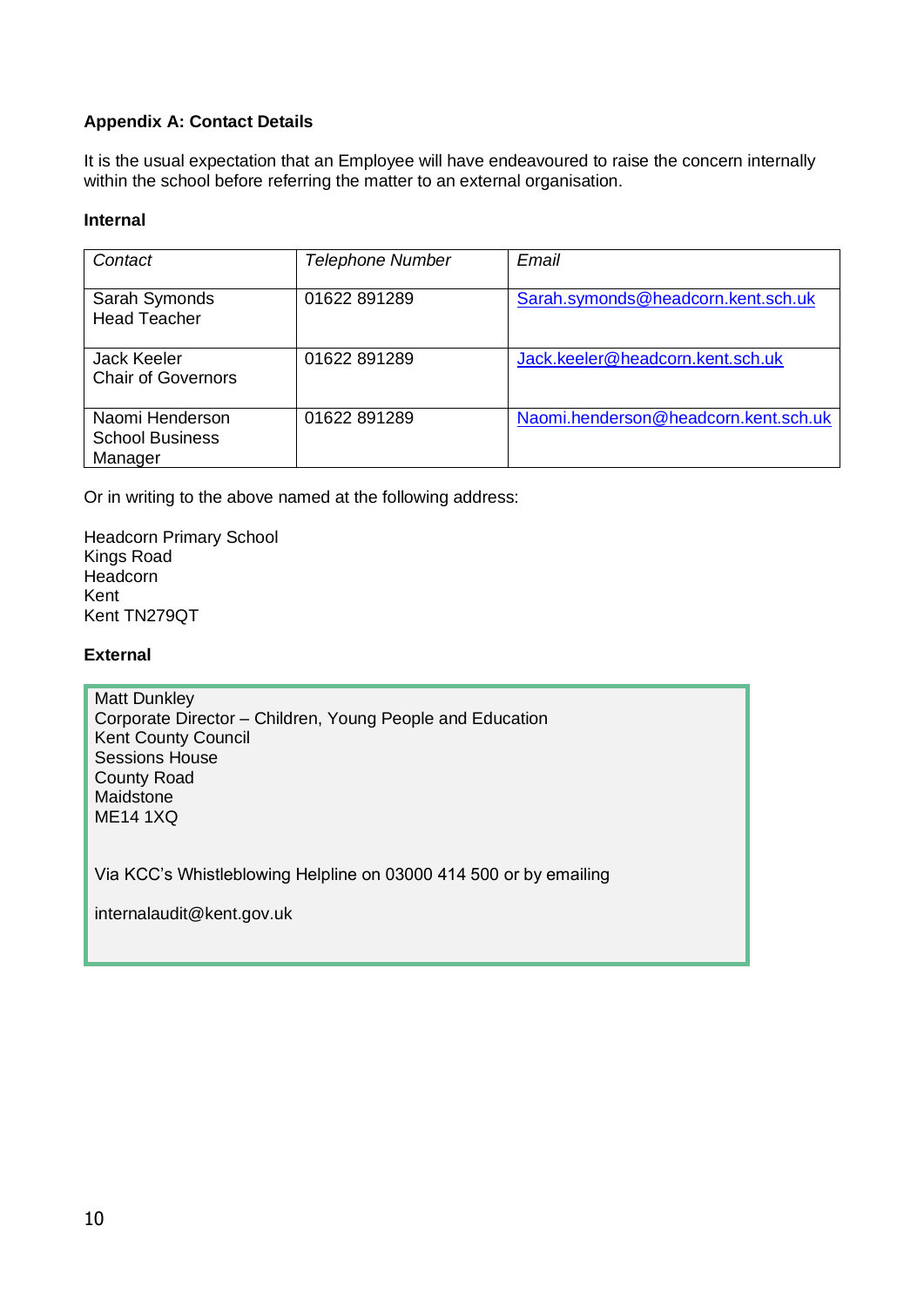## Appendix A: Contact Details

It is the usual expectation that an Employee will have endeavoured to raise the concern internally within the school before referring the matter to an external organisation.

### Internal

| *Contact* | *Telephone Number* | *Email* |
|---|---|---|
| Sarah Symonds<br>Head Teacher | 01622 891289 | Sarah.symonds@headcorn.kent.sch.uk |
| Jack Keeler<br>Chair of Governors | 01622 891289 | Jack.keeler@headcorn.kent.sch.uk |
| Naomi Henderson<br>School Business Manager | 01622 891289 | Naomi.henderson@headcorn.kent.sch.uk |

Or in writing to the above named at the following address:

Headcorn Primary School
Kings Road
Headcorn
Kent
Kent TN279QT

### External

Matt Dunkley
Corporate Director – Children, Young People and Education
Kent County Council
Sessions House
County Road
Maidstone
ME14 1XQ

Via KCC's Whistleblowing Helpline on 03000 414 500 or by emailing

internalaudit@kent.gov.uk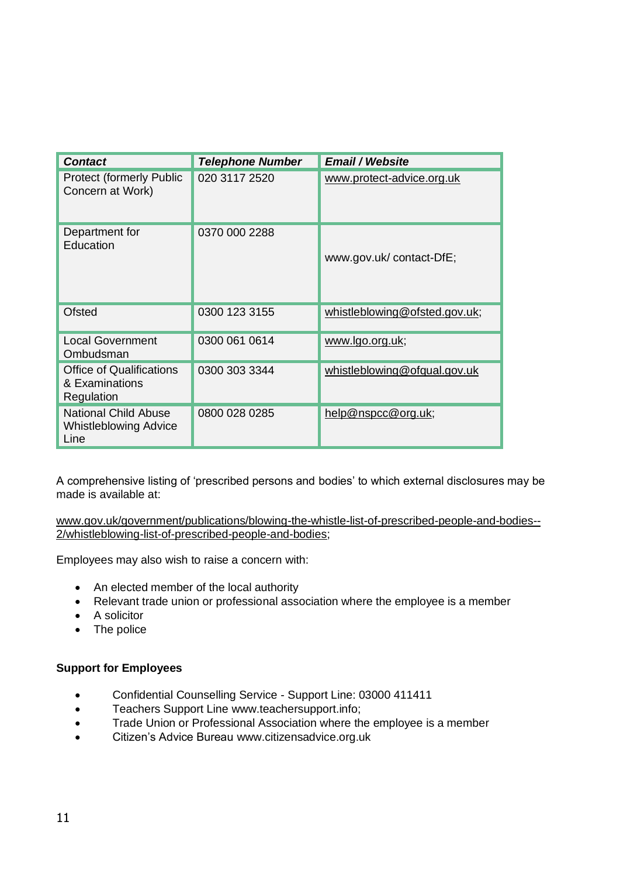| ***Contact*** | ***Telephone Number*** | ***Email / Website*** |
|---|---|---|
| Protect (formerly Public Concern at Work) | 020 3117 2520 | www.protect-advice.org.uk |
| Department for Education | 0370 000 2288 | www.gov.uk/ contact-DfE; |
| Ofsted | 0300 123 3155 | whistleblowing@ofsted.gov.uk; |
| Local Government Ombudsman | 0300 061 0614 | www.lgo.org.uk; |
| Office of Qualifications & Examinations Regulation | 0300 303 3344 | whistleblowing@ofqual.gov.uk |
| National Child Abuse Whistleblowing Advice Line | 0800 028 0285 | help@nspcc@org.uk; |

A comprehensive listing of 'prescribed persons and bodies' to which external disclosures may be made is available at:

www.gov.uk/government/publications/blowing-the-whistle-list-of-prescribed-people-and-bodies--2/whistleblowing-list-of-prescribed-people-and-bodies;

Employees may also wish to raise a concern with:

- An elected member of the local authority
- Relevant trade union or professional association where the employee is a member
- A solicitor
- The police

**Support for Employees**

- Confidential Counselling Service - Support Line: 03000 411411
- Teachers Support Line www.teachersupport.info;
- Trade Union or Professional Association where the employee is a member
- Citizen's Advice Bureau www.citizensadvice.org.uk